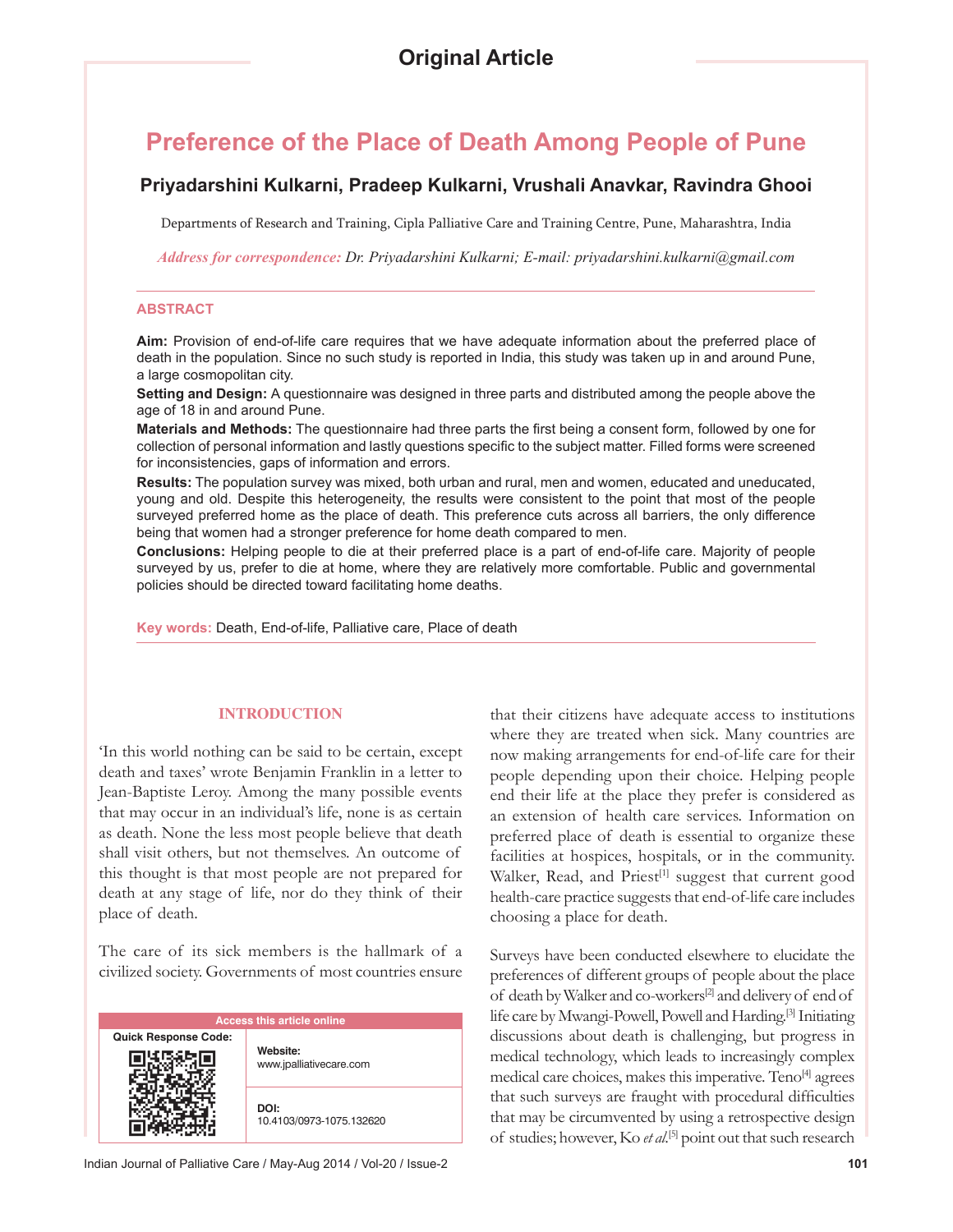Original Article

# Preference of the Place of Death Among People of Pune

**Priyadarshini Kulkarni, Pradeep Kulkarni, Vrushali Anavkar, Ravindra Ghooi**

Departments of Research and Training, Cipla Palliative Care and Training Centre, Pune, Maharashtra, India

*Address for correspondence: Dr. Priyadarshini Kulkarni; E-mail: priyadarshini.kulkarni@gmail.com*

## ABSTRACT

**Aim:** Provision of end-of-life care requires that we have adequate information about the preferred place of death in the population. Since no such study is reported in India, this study was taken up in and around Pune, a large cosmopolitan city.

**Setting and Design:** A questionnaire was designed in three parts and distributed among the people above the age of 18 in and around Pune.

**Materials and Methods:** The questionnaire had three parts the first being a consent form, followed by one for collection of personal information and lastly questions specific to the subject matter. Filled forms were screened for inconsistencies, gaps of information and errors.

**Results:** The population survey was mixed, both urban and rural, men and women, educated and uneducated, young and old. Despite this heterogeneity, the results were consistent to the point that most of the people surveyed preferred home as the place of death. This preference cuts across all barriers, the only difference being that women had a stronger preference for home death compared to men.

**Conclusions:** Helping people to die at their preferred place is a part of end-of-life care. Majority of people surveyed by us, prefer to die at home, where they are relatively more comfortable. Public and governmental policies should be directed toward facilitating home deaths.

**Key words:** Death, End-of-life, Palliative care, Place of death

## INTRODUCTION

'In this world nothing can be said to be certain, except death and taxes' wrote Benjamin Franklin in a letter to Jean-Baptiste Leroy. Among the many possible events that may occur in an individual's life, none is as certain as death. None the less most people believe that death shall visit others, but not themselves. An outcome of this thought is that most people are not prepared for death at any stage of life, nor do they think of their place of death.

The care of its sick members is the hallmark of a civilized society. Governments of most countries ensure that their citizens have adequate access to institutions where they are treated when sick. Many countries are now making arrangements for end-of-life care for their people depending upon their choice. Helping people end their life at the place they prefer is considered as an extension of health care services. Information on preferred place of death is essential to organize these facilities at hospices, hospitals, or in the community. Walker, Read, and Priest[1] suggest that current good health-care practice suggests that end-of-life care includes choosing a place for death.

Surveys have been conducted elsewhere to elucidate the preferences of different groups of people about the place of death by Walker and co-workers[2] and delivery of end of life care by Mwangi-Powell, Powell and Harding.[3] Initiating discussions about death is challenging, but progress in medical technology, which leads to increasingly complex medical care choices, makes this imperative. Teno[4] agrees that such surveys are fraught with procedural difficulties that may be circumvented by using a retrospective design of studies; however, Ko *et al*.[5] point out that such research

| Access this article online | |
|---|---|
| Quick Response Code: | **Website:** www.jpalliativecare.com |
| | **DOI:** 10.4103/0973-1075.132620 |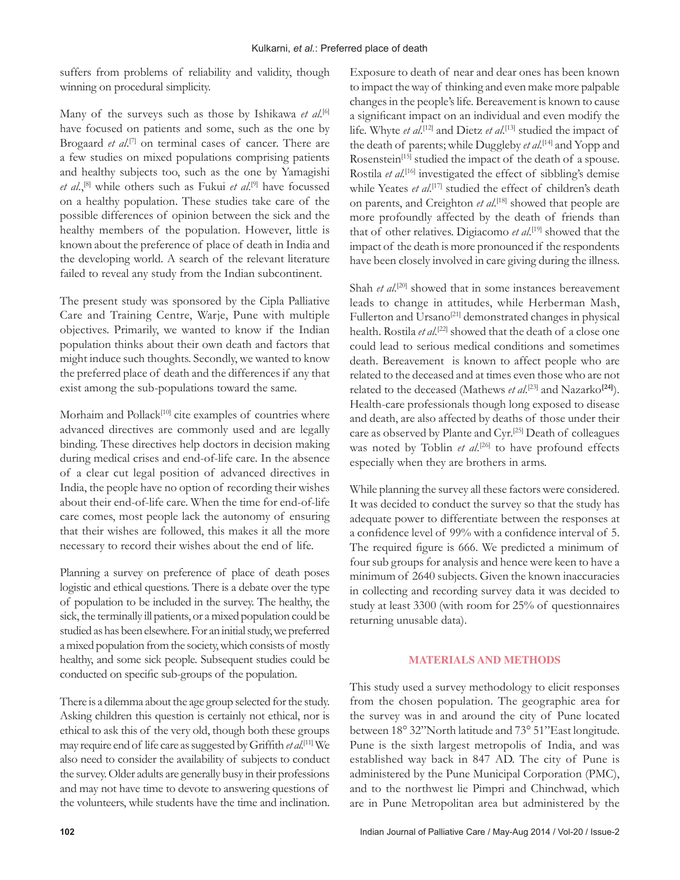suffers from problems of reliability and validity, though winning on procedural simplicity.

Many of the surveys such as those by Ishikawa *et al*.[6] have focused on patients and some, such as the one by Brogaard *et al*.[7] on terminal cases of cancer. There are a few studies on mixed populations comprising patients and healthy subjects too, such as the one by Yamagishi *et al*.,[8] while others such as Fukui *et al*.[9] have focussed on a healthy population. These studies take care of the possible differences of opinion between the sick and the healthy members of the population. However, little is known about the preference of place of death in India and the developing world. A search of the relevant literature failed to reveal any study from the Indian subcontinent.

The present study was sponsored by the Cipla Palliative Care and Training Centre, Warje, Pune with multiple objectives. Primarily, we wanted to know if the Indian population thinks about their own death and factors that might induce such thoughts. Secondly, we wanted to know the preferred place of death and the differences if any that exist among the sub-populations toward the same.

Morhaim and Pollack[10] cite examples of countries where advanced directives are commonly used and are legally binding. These directives help doctors in decision making during medical crises and end-of-life care. In the absence of a clear cut legal position of advanced directives in India, the people have no option of recording their wishes about their end-of-life care. When the time for end-of-life care comes, most people lack the autonomy of ensuring that their wishes are followed, this makes it all the more necessary to record their wishes about the end of life.

Planning a survey on preference of place of death poses logistic and ethical questions. There is a debate over the type of population to be included in the survey. The healthy, the sick, the terminally ill patients, or a mixed population could be studied as has been elsewhere. For an initial study, we preferred a mixed population from the society, which consists of mostly healthy, and some sick people. Subsequent studies could be conducted on specific sub-groups of the population.

There is a dilemma about the age group selected for the study. Asking children this question is certainly not ethical, nor is ethical to ask this of the very old, though both these groups may require end of life care as suggested by Griffith *et al*.[11] We also need to consider the availability of subjects to conduct the survey. Older adults are generally busy in their professions and may not have time to devote to answering questions of the volunteers, while students have the time and inclination. Exposure to death of near and dear ones has been known to impact the way of thinking and even make more palpable changes in the people's life. Bereavement is known to cause a significant impact on an individual and even modify the life. Whyte *et al*.[12] and Dietz *et al*.[13] studied the impact of the death of parents; while Duggleby *et al*.[14] and Yopp and Rosenstein[15] studied the impact of the death of a spouse. Rostila *et al*.[16] investigated the effect of sibbling's demise while Yeates *et al*.[17] studied the effect of children's death on parents, and Creighton *et al*.[18] showed that people are more profoundly affected by the death of friends than that of other relatives. Digiacomo *et al*.[19] showed that the impact of the death is more pronounced if the respondents have been closely involved in care giving during the illness.

Shah *et al*.[20] showed that in some instances bereavement leads to change in attitudes, while Herberman Mash, Fullerton and Ursano[21] demonstrated changes in physical health. Rostila *et al*.[22] showed that the death of a close one could lead to serious medical conditions and sometimes death. Bereavement is known to affect people who are related to the deceased and at times even those who are not related to the deceased (Mathews *et al*.[23] and Nazarko[24]). Health-care professionals though long exposed to disease and death, are also affected by deaths of those under their care as observed by Plante and Cyr.[25] Death of colleagues was noted by Toblin *et al*.[26] to have profound effects especially when they are brothers in arms.

While planning the survey all these factors were considered. It was decided to conduct the survey so that the study has adequate power to differentiate between the responses at a confidence level of 99% with a confidence interval of 5. The required figure is 666. We predicted a minimum of four sub groups for analysis and hence were keen to have a minimum of 2640 subjects. Given the known inaccuracies in collecting and recording survey data it was decided to study at least 3300 (with room for 25% of questionnaires returning unusable data).

## MATERIALS AND METHODS

This study used a survey methodology to elicit responses from the chosen population. The geographic area for the survey was in and around the city of Pune located between 18° 32"North latitude and 73° 51"East longitude. Pune is the sixth largest metropolis of India, and was established way back in 847 AD. The city of Pune is administered by the Pune Municipal Corporation (PMC), and to the northwest lie Pimpri and Chinchwad, which are in Pune Metropolitan area but administered by the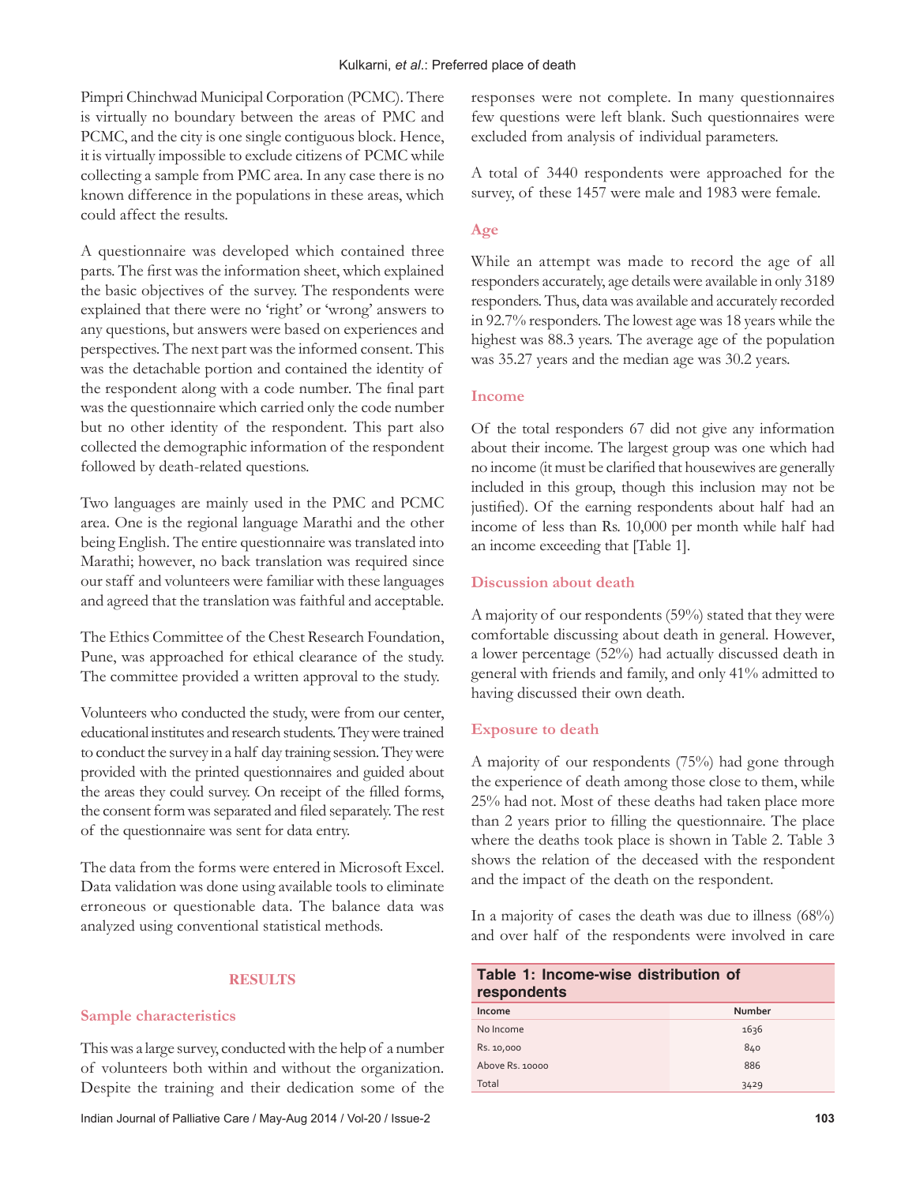Pimpri Chinchwad Municipal Corporation (PCMC). There is virtually no boundary between the areas of PMC and PCMC, and the city is one single contiguous block. Hence, it is virtually impossible to exclude citizens of PCMC while collecting a sample from PMC area. In any case there is no known difference in the populations in these areas, which could affect the results.

A questionnaire was developed which contained three parts. The first was the information sheet, which explained the basic objectives of the survey. The respondents were explained that there were no 'right' or 'wrong' answers to any questions, but answers were based on experiences and perspectives. The next part was the informed consent. This was the detachable portion and contained the identity of the respondent along with a code number. The final part was the questionnaire which carried only the code number but no other identity of the respondent. This part also collected the demographic information of the respondent followed by death-related questions.

Two languages are mainly used in the PMC and PCMC area. One is the regional language Marathi and the other being English. The entire questionnaire was translated into Marathi; however, no back translation was required since our staff and volunteers were familiar with these languages and agreed that the translation was faithful and acceptable.

The Ethics Committee of the Chest Research Foundation, Pune, was approached for ethical clearance of the study. The committee provided a written approval to the study.

Volunteers who conducted the study, were from our center, educational institutes and research students. They were trained to conduct the survey in a half day training session. They were provided with the printed questionnaires and guided about the areas they could survey. On receipt of the filled forms, the consent form was separated and filed separately. The rest of the questionnaire was sent for data entry.

The data from the forms were entered in Microsoft Excel. Data validation was done using available tools to eliminate erroneous or questionable data. The balance data was analyzed using conventional statistical methods.

## RESULTS

### Sample characteristics

This was a large survey, conducted with the help of a number of volunteers both within and without the organization. Despite the training and their dedication some of the responses were not complete. In many questionnaires few questions were left blank. Such questionnaires were excluded from analysis of individual parameters.

A total of 3440 respondents were approached for the survey, of these 1457 were male and 1983 were female.

### Age

While an attempt was made to record the age of all responders accurately, age details were available in only 3189 responders. Thus, data was available and accurately recorded in 92.7% responders. The lowest age was 18 years while the highest was 88.3 years. The average age of the population was 35.27 years and the median age was 30.2 years.

### Income

Of the total responders 67 did not give any information about their income. The largest group was one which had no income (it must be clarified that housewives are generally included in this group, though this inclusion may not be justified). Of the earning respondents about half had an income of less than Rs. 10,000 per month while half had an income exceeding that [Table 1].

### Discussion about death

A majority of our respondents (59%) stated that they were comfortable discussing about death in general. However, a lower percentage (52%) had actually discussed death in general with friends and family, and only 41% admitted to having discussed their own death.

### Exposure to death

A majority of our respondents (75%) had gone through the experience of death among those close to them, while 25% had not. Most of these deaths had taken place more than 2 years prior to filling the questionnaire. The place where the deaths took place is shown in Table 2. Table 3 shows the relation of the deceased with the respondent and the impact of the death on the respondent.

In a majority of cases the death was due to illness (68%) and over half of the respondents were involved in care

**Table 1: Income-wise distribution of respondents**

| Income | Number |
|---|---|
| No Income | 1636 |
| Rs. 10,000 | 840 |
| Above Rs. 10000 | 886 |
| Total | 3429 |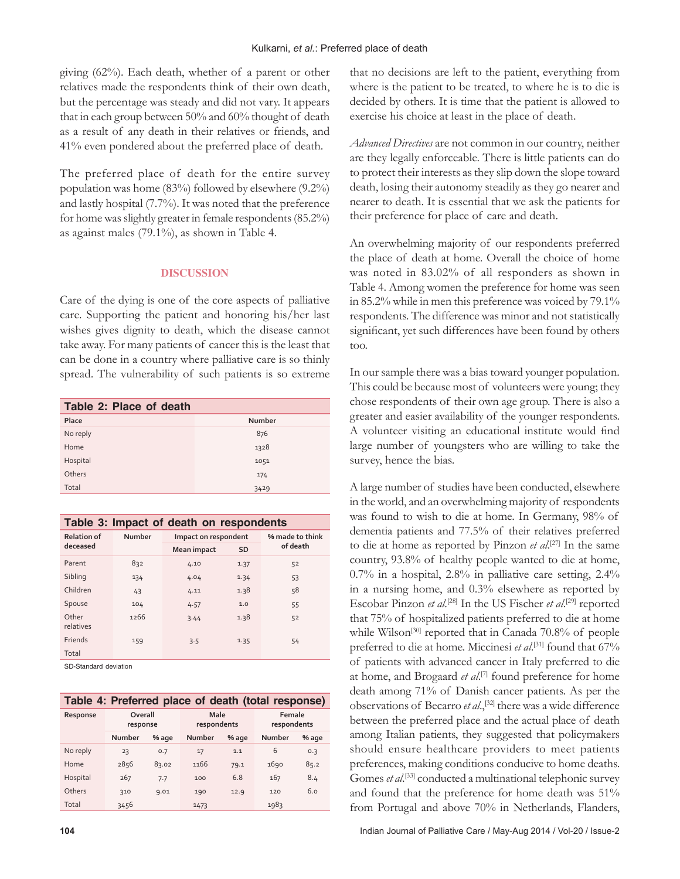giving (62%). Each death, whether of a parent or other relatives made the respondents think of their own death, but the percentage was steady and did not vary. It appears that in each group between 50% and 60% thought of death as a result of any death in their relatives or friends, and 41% even pondered about the preferred place of death.

The preferred place of death for the entire survey population was home (83%) followed by elsewhere (9.2%) and lastly hospital (7.7%). It was noted that the preference for home was slightly greater in female respondents (85.2%) as against males (79.1%), as shown in Table 4.

## DISCUSSION

Care of the dying is one of the core aspects of palliative care. Supporting the patient and honoring his/her last wishes gives dignity to death, which the disease cannot take away. For many patients of cancer this is the least that can be done in a country where palliative care is so thinly spread. The vulnerability of such patients is so extreme that no decisions are left to the patient, everything from where is the patient to be treated, to where he is to die is decided by others. It is time that the patient is allowed to exercise his choice at least in the place of death.

**Table 2: Place of death**

| Place | Number |
|---|---|
| No reply | 876 |
| Home | 1328 |
| Hospital | 1051 |
| Others | 174 |
| Total | 3429 |

**Table 3: Impact of death on respondents**

| Relation of deceased | Number | Impact on respondent | | % made to think of death |
|---|---|---|---|---|
| | | Mean impact | SD | |
| Parent | 832 | 4.10 | 1.37 | 52 |
| Sibling | 134 | 4.04 | 1.34 | 53 |
| Children | 43 | 4.11 | 1.38 | 58 |
| Spouse | 104 | 4.57 | 1.0 | 55 |
| Other relatives | 1266 | 3.44 | 1.38 | 52 |
| Friends | 159 | 3.5 | 1.35 | 54 |
| Total | | | | |

SD-Standard deviation

**Table 4: Preferred place of death (total response)**

| Response | Overall response | | Male respondents | | Female respondents | |
|---|---|---|---|---|---|---|
| | Number | % age | Number | % age | Number | % age |
| No reply | 23 | 0.7 | 17 | 1.1 | 6 | 0.3 |
| Home | 2856 | 83.02 | 1166 | 79.1 | 1690 | 85.2 |
| Hospital | 267 | 7.7 | 100 | 6.8 | 167 | 8.4 |
| Others | 310 | 9.01 | 190 | 12.9 | 120 | 6.0 |
| Total | 3456 | | 1473 | | 1983 | |

*Advanced Directives* are not common in our country, neither are they legally enforceable. There is little patients can do to protect their interests as they slip down the slope toward death, losing their autonomy steadily as they go nearer and nearer to death. It is essential that we ask the patients for their preference for place of care and death.

An overwhelming majority of our respondents preferred the place of death at home. Overall the choice of home was noted in 83.02% of all responders as shown in Table 4. Among women the preference for home was seen in 85.2% while in men this preference was voiced by 79.1% respondents. The difference was minor and not statistically significant, yet such differences have been found by others too.

In our sample there was a bias toward younger population. This could be because most of volunteers were young; they chose respondents of their own age group. There is also a greater and easier availability of the younger respondents. A volunteer visiting an educational institute would find large number of youngsters who are willing to take the survey, hence the bias.

A large number of studies have been conducted, elsewhere in the world, and an overwhelming majority of respondents was found to wish to die at home. In Germany, 98% of dementia patients and 77.5% of their relatives preferred to die at home as reported by Pinzon *et al*.[27] In the same country, 93.8% of healthy people wanted to die at home, 0.7% in a hospital, 2.8% in palliative care setting, 2.4% in a nursing home, and 0.3% elsewhere as reported by Escobar Pinzon *et al*.[28] In the US Fischer *et al*.[29] reported that 75% of hospitalized patients preferred to die at home while Wilson[30] reported that in Canada 70.8% of people preferred to die at home. Miccinesi *et al*.[31] found that 67% of patients with advanced cancer in Italy preferred to die at home, and Brogaard *et al*.[7] found preference for home death among 71% of Danish cancer patients. As per the observations of Becarro *et al*.,[32] there was a wide difference between the preferred place and the actual place of death among Italian patients, they suggested that policymakers should ensure healthcare providers to meet patients preferences, making conditions conducive to home deaths. Gomes *et al*.[33] conducted a multinational telephonic survey and found that the preference for home death was 51% from Portugal and above 70% in Netherlands, Flanders,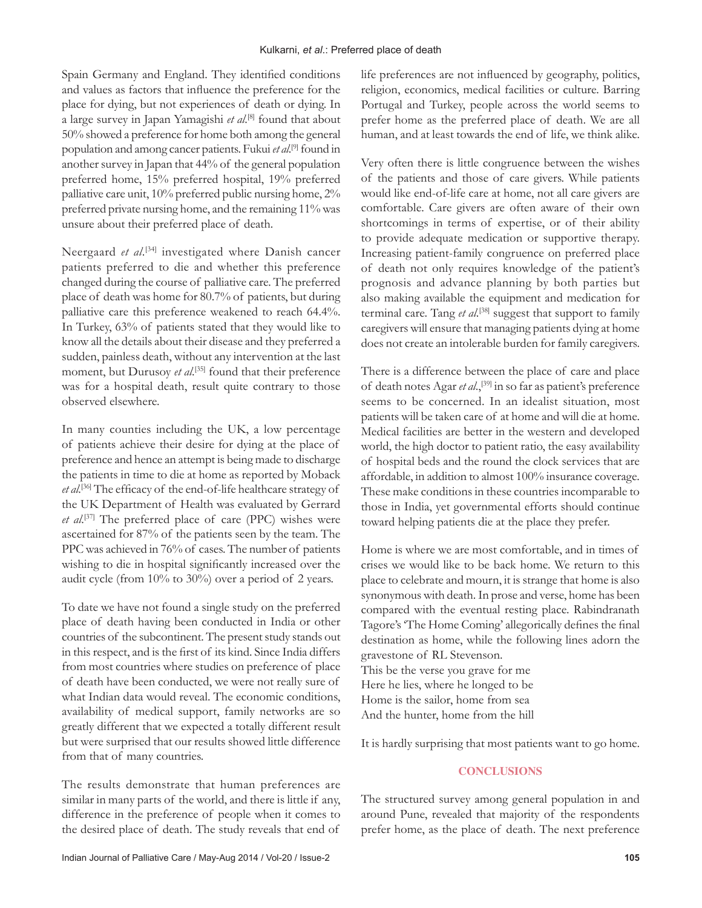Spain Germany and England. They identified conditions and values as factors that influence the preference for the place for dying, but not experiences of death or dying. In a large survey in Japan Yamagishi *et al*.[8] found that about 50% showed a preference for home both among the general population and among cancer patients. Fukui *et al*.[9] found in another survey in Japan that 44% of the general population preferred home, 15% preferred hospital, 19% preferred palliative care unit, 10% preferred public nursing home, 2% preferred private nursing home, and the remaining 11% was unsure about their preferred place of death.

Neergaard *et al*.[34] investigated where Danish cancer patients preferred to die and whether this preference changed during the course of palliative care. The preferred place of death was home for 80.7% of patients, but during palliative care this preference weakened to reach 64.4%. In Turkey, 63% of patients stated that they would like to know all the details about their disease and they preferred a sudden, painless death, without any intervention at the last moment, but Durusoy *et al*.[35] found that their preference was for a hospital death, result quite contrary to those observed elsewhere.

In many counties including the UK, a low percentage of patients achieve their desire for dying at the place of preference and hence an attempt is being made to discharge the patients in time to die at home as reported by Moback *et al*.[36] The efficacy of the end-of-life healthcare strategy of the UK Department of Health was evaluated by Gerrard *et al*.[37] The preferred place of care (PPC) wishes were ascertained for 87% of the patients seen by the team. The PPC was achieved in 76% of cases. The number of patients wishing to die in hospital significantly increased over the audit cycle (from 10% to 30%) over a period of 2 years.

To date we have not found a single study on the preferred place of death having been conducted in India or other countries of the subcontinent. The present study stands out in this respect, and is the first of its kind. Since India differs from most countries where studies on preference of place of death have been conducted, we were not really sure of what Indian data would reveal. The economic conditions, availability of medical support, family networks are so greatly different that we expected a totally different result but were surprised that our results showed little difference from that of many countries.

The results demonstrate that human preferences are similar in many parts of the world, and there is little if any, difference in the preference of people when it comes to the desired place of death. The study reveals that end of life preferences are not influenced by geography, politics, religion, economics, medical facilities or culture. Barring Portugal and Turkey, people across the world seems to prefer home as the preferred place of death. We are all human, and at least towards the end of life, we think alike.

Very often there is little congruence between the wishes of the patients and those of care givers. While patients would like end-of-life care at home, not all care givers are comfortable. Care givers are often aware of their own shortcomings in terms of expertise, or of their ability to provide adequate medication or supportive therapy. Increasing patient-family congruence on preferred place of death not only requires knowledge of the patient's prognosis and advance planning by both parties but also making available the equipment and medication for terminal care. Tang *et al*.[38] suggest that support to family caregivers will ensure that managing patients dying at home does not create an intolerable burden for family caregivers.

There is a difference between the place of care and place of death notes Agar *et al*.,[39] in so far as patient's preference seems to be concerned. In an idealist situation, most patients will be taken care of at home and will die at home. Medical facilities are better in the western and developed world, the high doctor to patient ratio, the easy availability of hospital beds and the round the clock services that are affordable, in addition to almost 100% insurance coverage. These make conditions in these countries incomparable to those in India, yet governmental efforts should continue toward helping patients die at the place they prefer.

Home is where we are most comfortable, and in times of crises we would like to be back home. We return to this place to celebrate and mourn, it is strange that home is also synonymous with death. In prose and verse, home has been compared with the eventual resting place. Rabindranath Tagore's 'The Home Coming' allegorically defines the final destination as home, while the following lines adorn the gravestone of RL Stevenson.

This be the verse you grave for me  
Here he lies, where he longed to be  
Home is the sailor, home from sea  
And the hunter, home from the hill

It is hardly surprising that most patients want to go home.

## CONCLUSIONS

The structured survey among general population in and around Pune, revealed that majority of the respondents prefer home, as the place of death. The next preference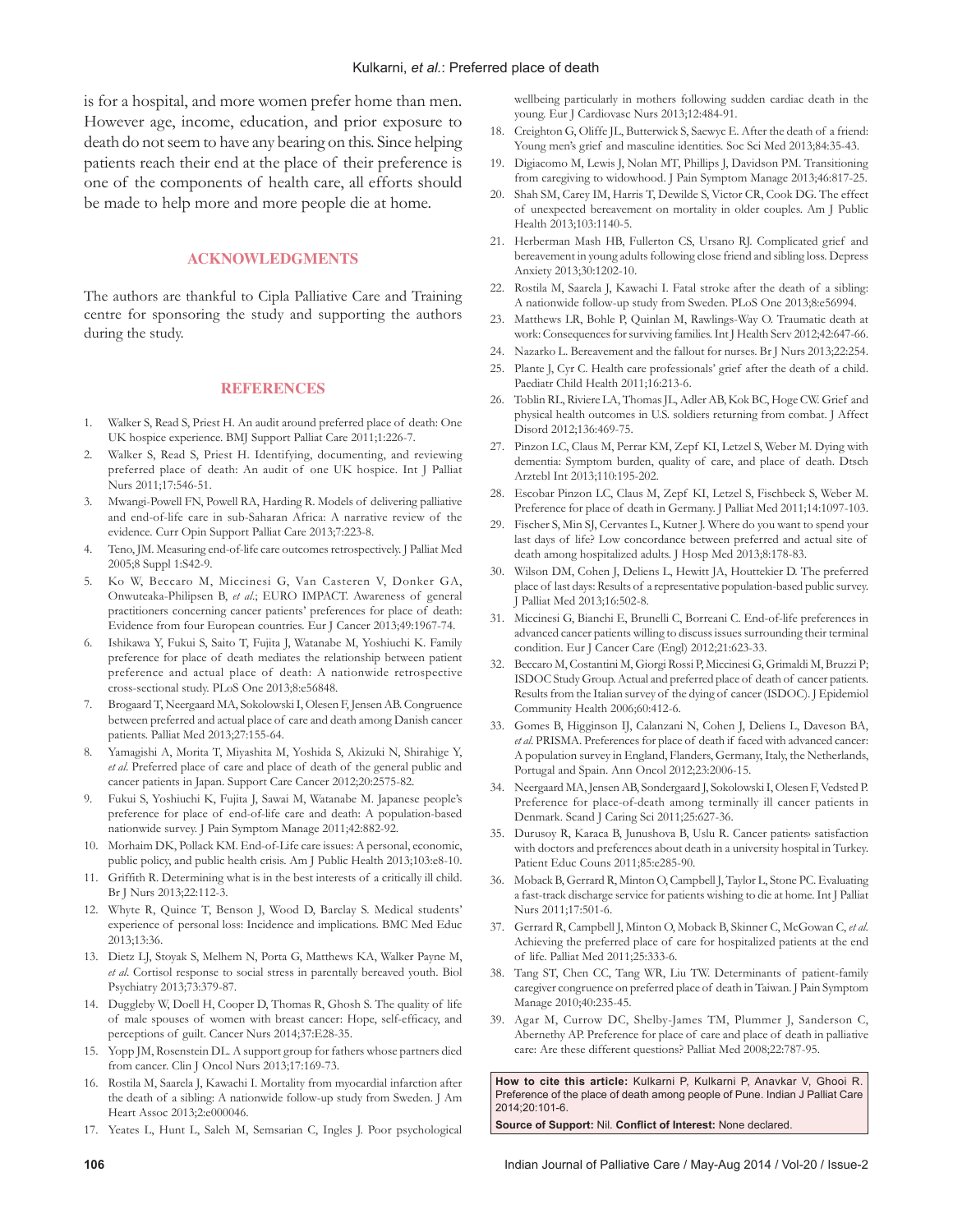is for a hospital, and more women prefer home than men. However age, income, education, and prior exposure to death do not seem to have any bearing on this. Since helping patients reach their end at the place of their preference is one of the components of health care, all efforts should be made to help more and more people die at home.

## ACKNOWLEDGMENTS

The authors are thankful to Cipla Palliative Care and Training centre for sponsoring the study and supporting the authors during the study.

## REFERENCES

1. Walker S, Read S, Priest H. An audit around preferred place of death: One UK hospice experience. BMJ Support Palliat Care 2011;1:226-7.
2. Walker S, Read S, Priest H. Identifying, documenting, and reviewing preferred place of death: An audit of one UK hospice. Int J Palliat Nurs 2011;17:546-51.
3. Mwangi-Powell FN, Powell RA, Harding R. Models of delivering palliative and end-of-life care in sub-Saharan Africa: A narrative review of the evidence. Curr Opin Support Palliat Care 2013;7:223-8.
4. Teno, JM. Measuring end-of-life care outcomes retrospectively. J Palliat Med 2005;8 Suppl 1:S42-9.
5. Ko W, Beccaro M, Miccinesi G, Van Casteren V, Donker GA, Onwuteaka-Philipsen B, *et al*.; EURO IMPACT. Awareness of general practitioners concerning cancer patients' preferences for place of death: Evidence from four European countries. Eur J Cancer 2013;49:1967-74.
6. Ishikawa Y, Fukui S, Saito T, Fujita J, Watanabe M, Yoshiuchi K. Family preference for place of death mediates the relationship between patient preference and actual place of death: A nationwide retrospective cross-sectional study. PLoS One 2013;8:e56848.
7. Brogaard T, Neergaard MA, Sokolowski I, Olesen F, Jensen AB. Congruence between preferred and actual place of care and death among Danish cancer patients. Palliat Med 2013;27:155-64.
8. Yamagishi A, Morita T, Miyashita M, Yoshida S, Akizuki N, Shirahige Y, *et al*. Preferred place of care and place of death of the general public and cancer patients in Japan. Support Care Cancer 2012;20:2575-82.
9. Fukui S, Yoshiuchi K, Fujita J, Sawai M, Watanabe M. Japanese people's preference for place of end-of-life care and death: A population-based nationwide survey. J Pain Symptom Manage 2011;42:882-92.
10. Morhaim DK, Pollack KM. End-of-Life care issues: A personal, economic, public policy, and public health crisis. Am J Public Health 2013;103:e8-10.
11. Griffith R. Determining what is in the best interests of a critically ill child. Br J Nurs 2013;22:112-3.
12. Whyte R, Quince T, Benson J, Wood D, Barclay S. Medical students' experience of personal loss: Incidence and implications. BMC Med Educ 2013;13:36.
13. Dietz LJ, Stoyak S, Melhem N, Porta G, Matthews KA, Walker Payne M, *et al*. Cortisol response to social stress in parentally bereaved youth. Biol Psychiatry 2013;73:379-87.
14. Duggleby W, Doell H, Cooper D, Thomas R, Ghosh S. The quality of life of male spouses of women with breast cancer: Hope, self-efficacy, and perceptions of guilt. Cancer Nurs 2014;37:E28-35.
15. Yopp JM, Rosenstein DL. A support group for fathers whose partners died from cancer. Clin J Oncol Nurs 2013;17:169-73.
16. Rostila M, Saarela J, Kawachi I. Mortality from myocardial infarction after the death of a sibling: A nationwide follow-up study from Sweden. J Am Heart Assoc 2013;2:e000046.
17. Yeates L, Hunt L, Saleh M, Semsarian C, Ingles J. Poor psychological wellbeing particularly in mothers following sudden cardiac death in the young. Eur J Cardiovasc Nurs 2013;12:484-91.
18. Creighton G, Oliffe JL, Butterwick S, Saewyc E. After the death of a friend: Young men's grief and masculine identities. Soc Sci Med 2013;84:35-43.
19. Digiacomo M, Lewis J, Nolan MT, Phillips J, Davidson PM. Transitioning from caregiving to widowhood. J Pain Symptom Manage 2013;46:817-25.
20. Shah SM, Carey IM, Harris T, Dewilde S, Victor CR, Cook DG. The effect of unexpected bereavement on mortality in older couples. Am J Public Health 2013;103:1140-5.
21. Herberman Mash HB, Fullerton CS, Ursano RJ. Complicated grief and bereavement in young adults following close friend and sibling loss. Depress Anxiety 2013;30:1202-10.
22. Rostila M, Saarela J, Kawachi I. Fatal stroke after the death of a sibling: A nationwide follow-up study from Sweden. PLoS One 2013;8:e56994.
23. Matthews LR, Bohle P, Quinlan M, Rawlings-Way O. Traumatic death at work: Consequences for surviving families. Int J Health Serv 2012;42:647-66.
24. Nazarko L. Bereavement and the fallout for nurses. Br J Nurs 2013;22:254.
25. Plante J, Cyr C. Health care professionals' grief after the death of a child. Paediatr Child Health 2011;16:213-6.
26. Toblin RL, Riviere LA, Thomas JL, Adler AB, Kok BC, Hoge CW. Grief and physical health outcomes in U.S. soldiers returning from combat. J Affect Disord 2012;136:469-75.
27. Pinzon LC, Claus M, Perrar KM, Zepf KI, Letzel S, Weber M. Dying with dementia: Symptom burden, quality of care, and place of death. Dtsch Arztebl Int 2013;110:195-202.
28. Escobar Pinzon LC, Claus M, Zepf KI, Letzel S, Fischbeck S, Weber M. Preference for place of death in Germany. J Palliat Med 2011;14:1097-103.
29. Fischer S, Min SJ, Cervantes L, Kutner J. Where do you want to spend your last days of life? Low concordance between preferred and actual site of death among hospitalized adults. J Hosp Med 2013;8:178-83.
30. Wilson DM, Cohen J, Deliens L, Hewitt JA, Houttekier D. The preferred place of last days: Results of a representative population-based public survey. J Palliat Med 2013;16:502-8.
31. Miccinesi G, Bianchi E, Brunelli C, Borreani C. End-of-life preferences in advanced cancer patients willing to discuss issues surrounding their terminal condition. Eur J Cancer Care (Engl) 2012;21:623-33.
32. Beccaro M, Costantini M, Giorgi Rossi P, Miccinesi G, Grimaldi M, Bruzzi P; ISDOC Study Group. Actual and preferred place of death of cancer patients. Results from the Italian survey of the dying of cancer (ISDOC). J Epidemiol Community Health 2006;60:412-6.
33. Gomes B, Higginson IJ, Calanzani N, Cohen J, Deliens L, Daveson BA, *et al*. PRISMA. Preferences for place of death if faced with advanced cancer: A population survey in England, Flanders, Germany, Italy, the Netherlands, Portugal and Spain. Ann Oncol 2012;23:2006-15.
34. Neergaard MA, Jensen AB, Sondergaard J, Sokolowski I, Olesen F, Vedsted P. Preference for place-of-death among terminally ill cancer patients in Denmark. Scand J Caring Sci 2011;25:627-36.
35. Durusoy R, Karaca B, Junushova B, Uslu R. Cancer patients› satisfaction with doctors and preferences about death in a university hospital in Turkey. Patient Educ Couns 2011;85:e285-90.
36. Moback B, Gerrard R, Minton O, Campbell J, Taylor L, Stone PC. Evaluating a fast-track discharge service for patients wishing to die at home. Int J Palliat Nurs 2011;17:501-6.
37. Gerrard R, Campbell J, Minton O, Moback B, Skinner C, McGowan C, *et al*. Achieving the preferred place of care for hospitalized patients at the end of life. Palliat Med 2011;25:333-6.
38. Tang ST, Chen CC, Tang WR, Liu TW. Determinants of patient-family caregiver congruence on preferred place of death in Taiwan. J Pain Symptom Manage 2010;40:235-45.
39. Agar M, Currow DC, Shelby-James TM, Plummer J, Sanderson C, Abernethy AP. Preference for place of care and place of death in palliative care: Are these different questions? Palliat Med 2008;22:787-95.

**How to cite this article:** Kulkarni P, Kulkarni P, Anavkar V, Ghooi R. Preference of the place of death among people of Pune. Indian J Palliat Care 2014;20:101-6.

**Source of Support:** Nil. **Conflict of Interest:** None declared.